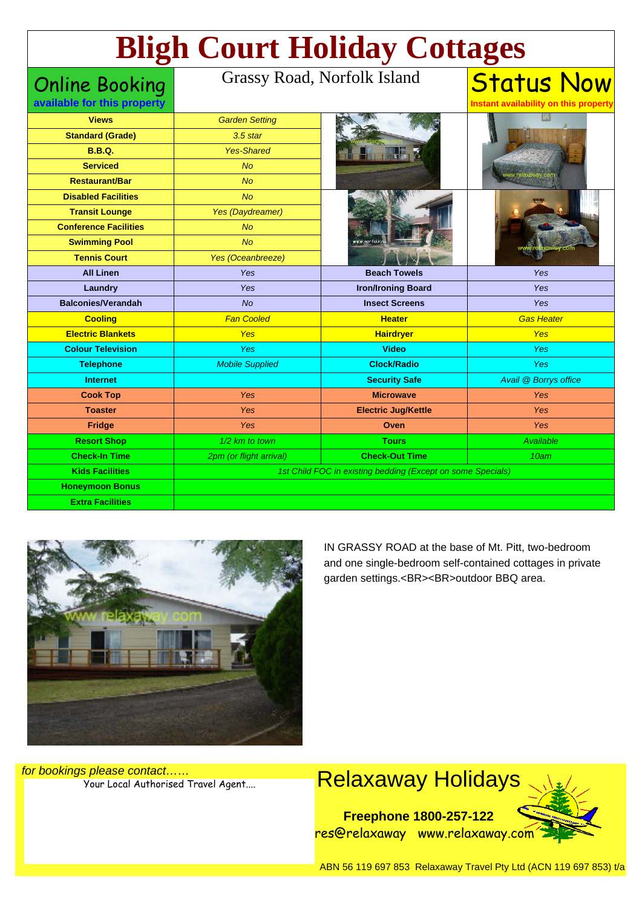# Bligh Court Holiday Cottages

**Online Booking** available for this property

Grassy Road, Norfolk Island

**Status Now** Instant availability on this property

| | | | |
|---|---|---|---|
| **Views** | *Garden Setting* | | |
| **Standard (Grade)** | *3.5 star* | | |
| **B.B.Q.** | *Yes-Shared* | | |
| **Serviced** | *No* | | |
| **Restaurant/Bar** | *No* | | |
| **Disabled Facilities** | *No* | | |
| **Transit Lounge** | *Yes (Daydreamer)* | | |
| **Conference Facilities** | *No* | | |
| **Swimming Pool** | *No* | | |
| **Tennis Court** | *Yes (Oceanbreeze)* | | |
| **All Linen** | *Yes* | **Beach Towels** | *Yes* |
| **Laundry** | *Yes* | **Iron/Ironing Board** | *Yes* |
| **Balconies/Verandah** | *No* | **Insect Screens** | *Yes* |
| **Cooling** | *Fan Cooled* | **Heater** | *Gas Heater* |
| **Electric Blankets** | *Yes* | **Hairdryer** | *Yes* |
| **Colour Television** | *Yes* | **Video** | *Yes* |
| **Telephone** | *Mobile Supplied* | **Clock/Radio** | *Yes* |
| **Internet** | | **Security Safe** | *Avail @ Borrys office* |
| **Cook Top** | *Yes* | **Microwave** | *Yes* |
| **Toaster** | *Yes* | **Electric Jug/Kettle** | *Yes* |
| **Fridge** | *Yes* | **Oven** | *Yes* |
| **Resort Shop** | *1/2 km to town* | **Tours** | *Available* |
| **Check-In Time** | *2pm (or flight arrival)* | **Check-Out Time** | *10am* |
| **Kids Facilities** | *1st Child FOC in existing bedding (Except on some Specials)* | | |
| **Honeymoon Bonus** | | | |
| **Extra Facilities** | | | |

IN GRASSY ROAD at the base of Mt. Pitt, two-bedroom and one single-bedroom self-contained cottages in private garden settings.<BR><BR>outdoor BBQ area.

*for bookings please contact……*
Your Local Authorised Travel Agent….

## Relaxaway Holidays

**Freephone 1800-257-122**
res@relaxaway www.relaxaway.com

ABN 56 119 697 853 Relaxaway Travel Pty Ltd (ACN 119 697 853) t/a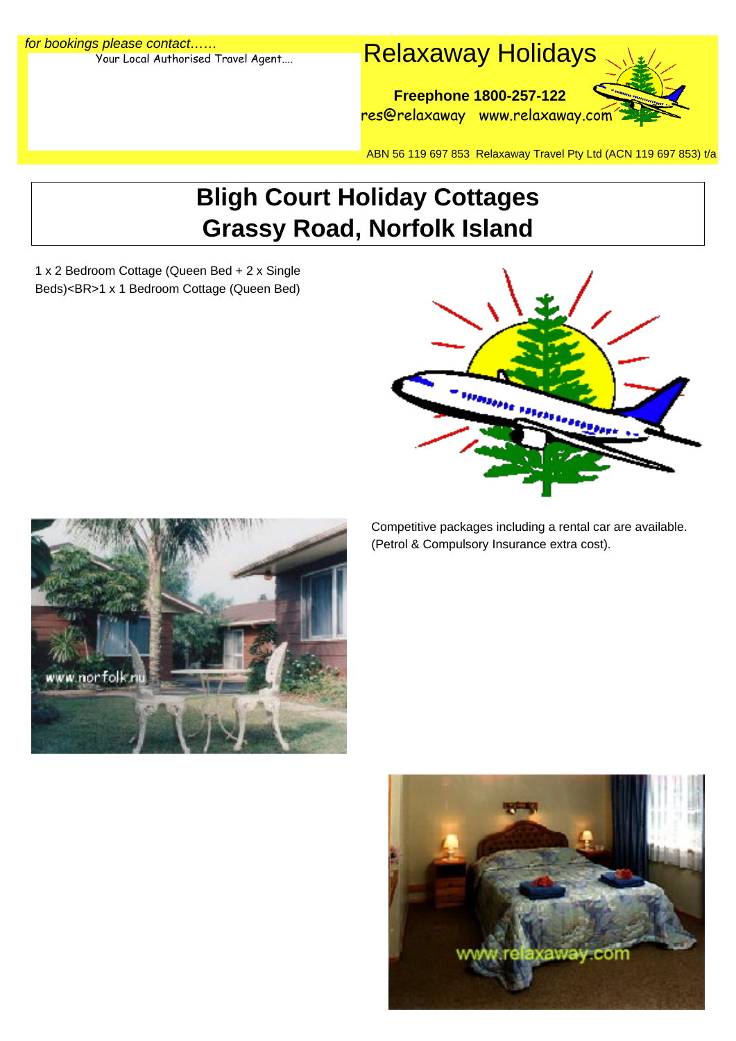*for bookings please contact……*

Your Local Authorised Travel Agent....

Relaxaway Holidays

**Freephone 1800-257-122**

res@relaxaway www.relaxaway.com

ABN 56 119 697 853 Relaxaway Travel Pty Ltd (ACN 119 697 853) t/a

# Bligh Court Holiday Cottages
# Grassy Road, Norfolk Island

1 x 2 Bedroom Cottage (Queen Bed + 2 x Single Beds)<BR>1 x 1 Bedroom Cottage (Queen Bed)

Competitive packages including a rental car are available. (Petrol & Compulsory Insurance extra cost).